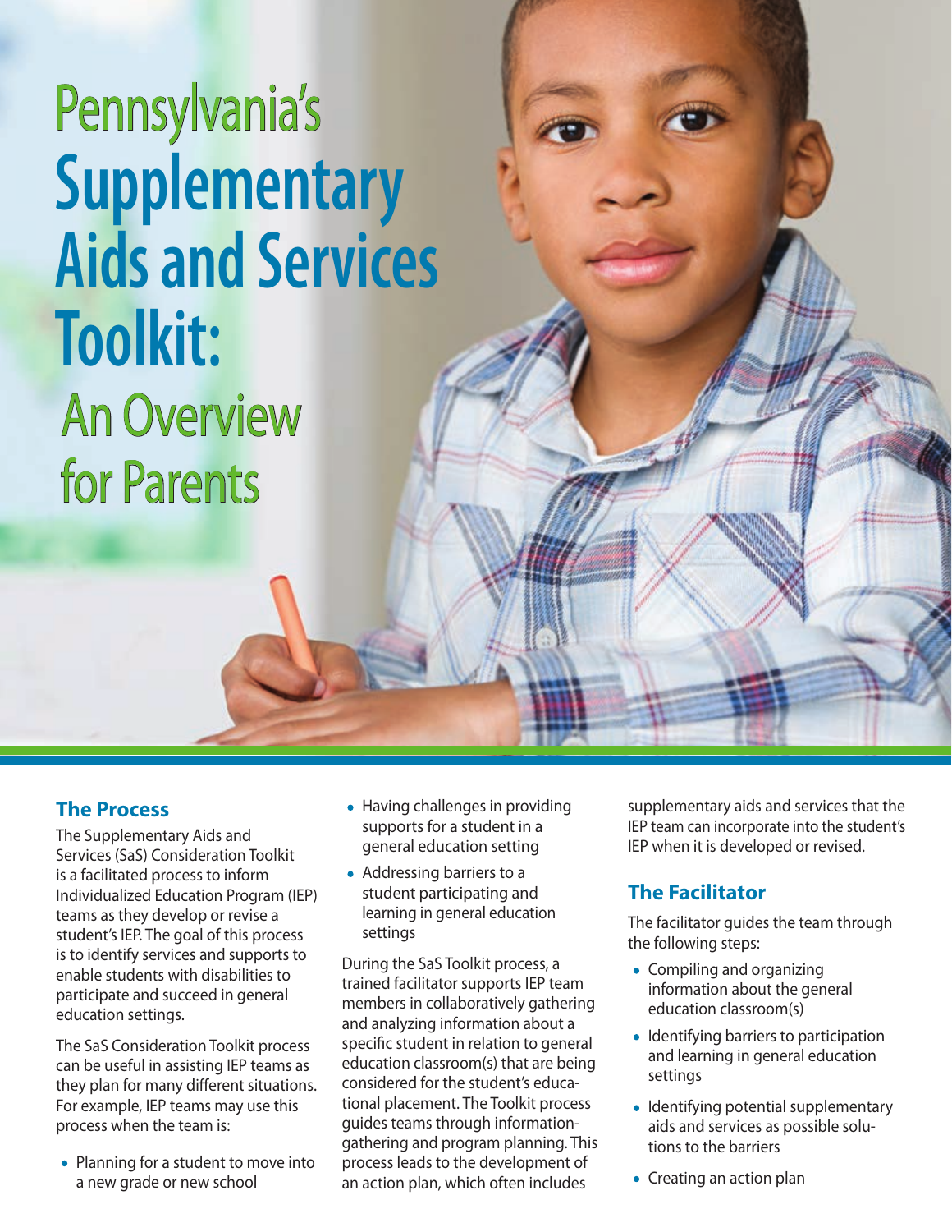# Pennsylvania's Supplementary Aids and Services Toolkit: An Overview for Parents

## The Process

The Supplementary Aids and Services (SaS) Consideration Toolkit is a facilitated process to inform Individualized Education Program (IEP) teams as they develop or revise a student's IEP. The goal of this process is to identify services and supports to enable students with disabilities to participate and succeed in general education settings.

The SaS Consideration Toolkit process can be useful in assisting IEP teams as they plan for many different situations. For example, IEP teams may use this process when the team is:

- Planning for a student to move into a new grade or new school
- Having challenges in providing supports for a student in a general education setting
- Addressing barriers to a student participating and learning in general education settings

During the SaS Toolkit process, a trained facilitator supports IEP team members in collaboratively gathering and analyzing information about a specific student in relation to general education classroom(s) that are being considered for the student's educational placement. The Toolkit process guides teams through information-gathering and program planning. This process leads to the development of an action plan, which often includes supplementary aids and services that the IEP team can incorporate into the student's IEP when it is developed or revised.

## The Facilitator

The facilitator guides the team through the following steps:

- Compiling and organizing information about the general education classroom(s)
- Identifying barriers to participation and learning in general education settings
- Identifying potential supplementary aids and services as possible solutions to the barriers
- Creating an action plan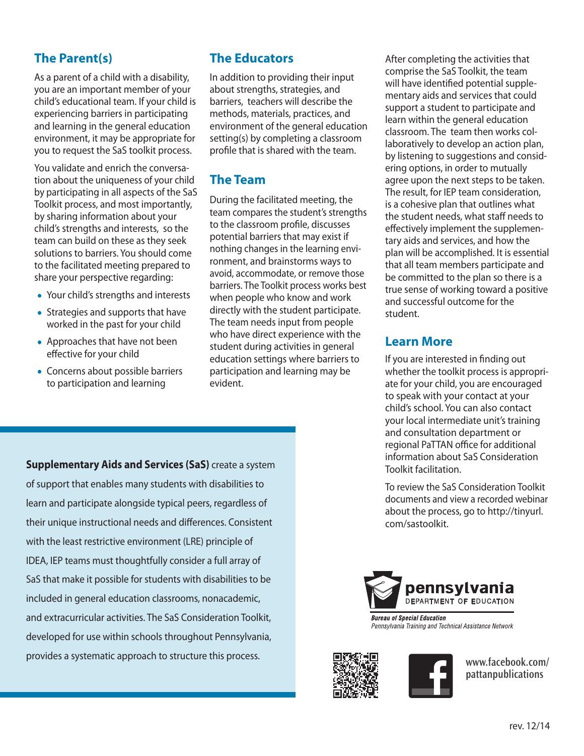## The Parent(s)

As a parent of a child with a disability, you are an important member of your child's educational team. If your child is experiencing barriers in participating and learning in the general education environment, it may be appropriate for you to request the SaS toolkit process.

You validate and enrich the conversation about the uniqueness of your child by participating in all aspects of the SaS Toolkit process, and most importantly, by sharing information about your child's strengths and interests, so the team can build on these as they seek solutions to barriers. You should come to the facilitated meeting prepared to share your perspective regarding:

- Your child's strengths and interests
- Strategies and supports that have worked in the past for your child
- Approaches that have not been effective for your child
- Concerns about possible barriers to participation and learning

## The Educators

In addition to providing their input about strengths, strategies, and barriers, teachers will describe the methods, materials, practices, and environment of the general education setting(s) by completing a classroom profile that is shared with the team.

## The Team

During the facilitated meeting, the team compares the student's strengths to the classroom profile, discusses potential barriers that may exist if nothing changes in the learning environment, and brainstorms ways to avoid, accommodate, or remove those barriers. The Toolkit process works best when people who know and work directly with the student participate. The team needs input from people who have direct experience with the student during activities in general education settings where barriers to participation and learning may be evident.

After completing the activities that comprise the SaS Toolkit, the team will have identified potential supplementary aids and services that could support a student to participate and learn within the general education classroom. The team then works collaboratively to develop an action plan, by listening to suggestions and considering options, in order to mutually agree upon the next steps to be taken. The result, for IEP team consideration, is a cohesive plan that outlines what the student needs, what staff needs to effectively implement the supplementary aids and services, and how the plan will be accomplished. It is essential that all team members participate and be committed to the plan so there is a true sense of working toward a positive and successful outcome for the student.

## Learn More

If you are interested in finding out whether the toolkit process is appropriate for your child, you are encouraged to speak with your contact at your child's school. You can also contact your local intermediate unit's training and consultation department or regional PaTTAN office for additional information about SaS Consideration Toolkit facilitation.

To review the SaS Consideration Toolkit documents and view a recorded webinar about the process, go to http://tinyurl.com/sastoolkit.

**Supplementary Aids and Services (SaS)** create a system of support that enables many students with disabilities to learn and participate alongside typical peers, regardless of their unique instructional needs and differences. Consistent with the least restrictive environment (LRE) principle of IDEA, IEP teams must thoughtfully consider a full array of SaS that make it possible for students with disabilities to be included in general education classrooms, nonacademic, and extracurricular activities. The SaS Consideration Toolkit, developed for use within schools throughout Pennsylvania, provides a systematic approach to structure this process.

pennsylvania
DEPARTMENT OF EDUCATION

***Bureau of Special Education***
*Pennsylvania Training and Technical Assistance Network*

www.facebook.com/pattanpublications

rev. 12/14